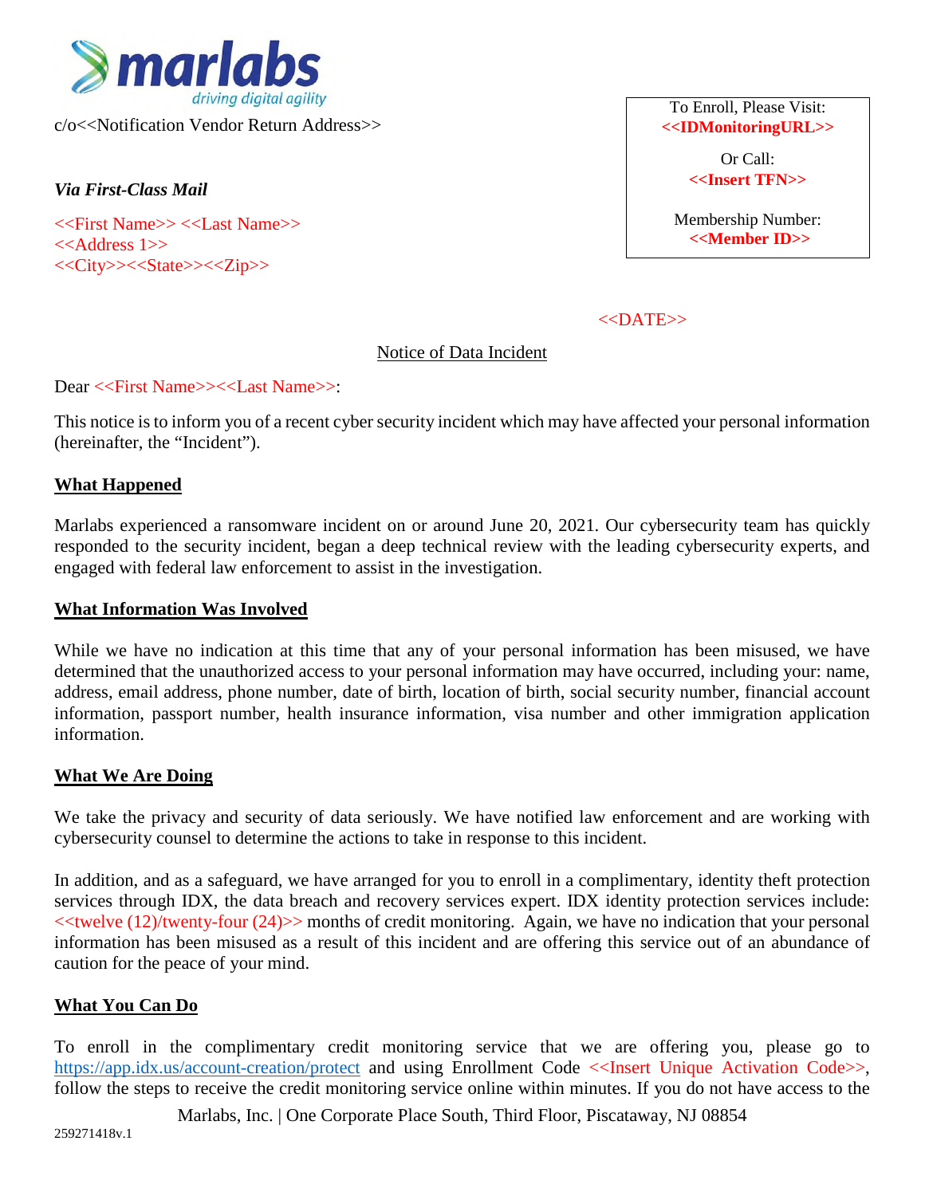marlabs
driving digital agility

c/o<<Notification Vendor Return Address>>

*Via First-Class Mail*

<<First Name>> <<Last Name>>
<<Address 1>>
<<City>><<State>><<Zip>>

To Enroll, Please Visit:
**<<IDMonitoringURL>>**

Or Call:
**<<Insert TFN>>**

Membership Number:
**<<Member ID>>**

<<DATE>>

Notice of Data Incident

Dear <<First Name>><<Last Name>>:

This notice is to inform you of a recent cyber security incident which may have affected your personal information (hereinafter, the "Incident").

## What Happened

Marlabs experienced a ransomware incident on or around June 20, 2021. Our cybersecurity team has quickly responded to the security incident, began a deep technical review with the leading cybersecurity experts, and engaged with federal law enforcement to assist in the investigation.

## What Information Was Involved

While we have no indication at this time that any of your personal information has been misused, we have determined that the unauthorized access to your personal information may have occurred, including your: name, address, email address, phone number, date of birth, location of birth, social security number, financial account information, passport number, health insurance information, visa number and other immigration application information.

## What We Are Doing

We take the privacy and security of data seriously. We have notified law enforcement and are working with cybersecurity counsel to determine the actions to take in response to this incident.

In addition, and as a safeguard, we have arranged for you to enroll in a complimentary, identity theft protection services through IDX, the data breach and recovery services expert. IDX identity protection services include: <<twelve (12)/twenty-four (24)>> months of credit monitoring. Again, we have no indication that your personal information has been misused as a result of this incident and are offering this service out of an abundance of caution for the peace of your mind.

## What You Can Do

To enroll in the complimentary credit monitoring service that we are offering you, please go to https://app.idx.us/account-creation/protect and using Enrollment Code <<Insert Unique Activation Code>>, follow the steps to receive the credit monitoring service online within minutes. If you do not have access to the

Marlabs, Inc. | One Corporate Place South, Third Floor, Piscataway, NJ 08854

259271418v.1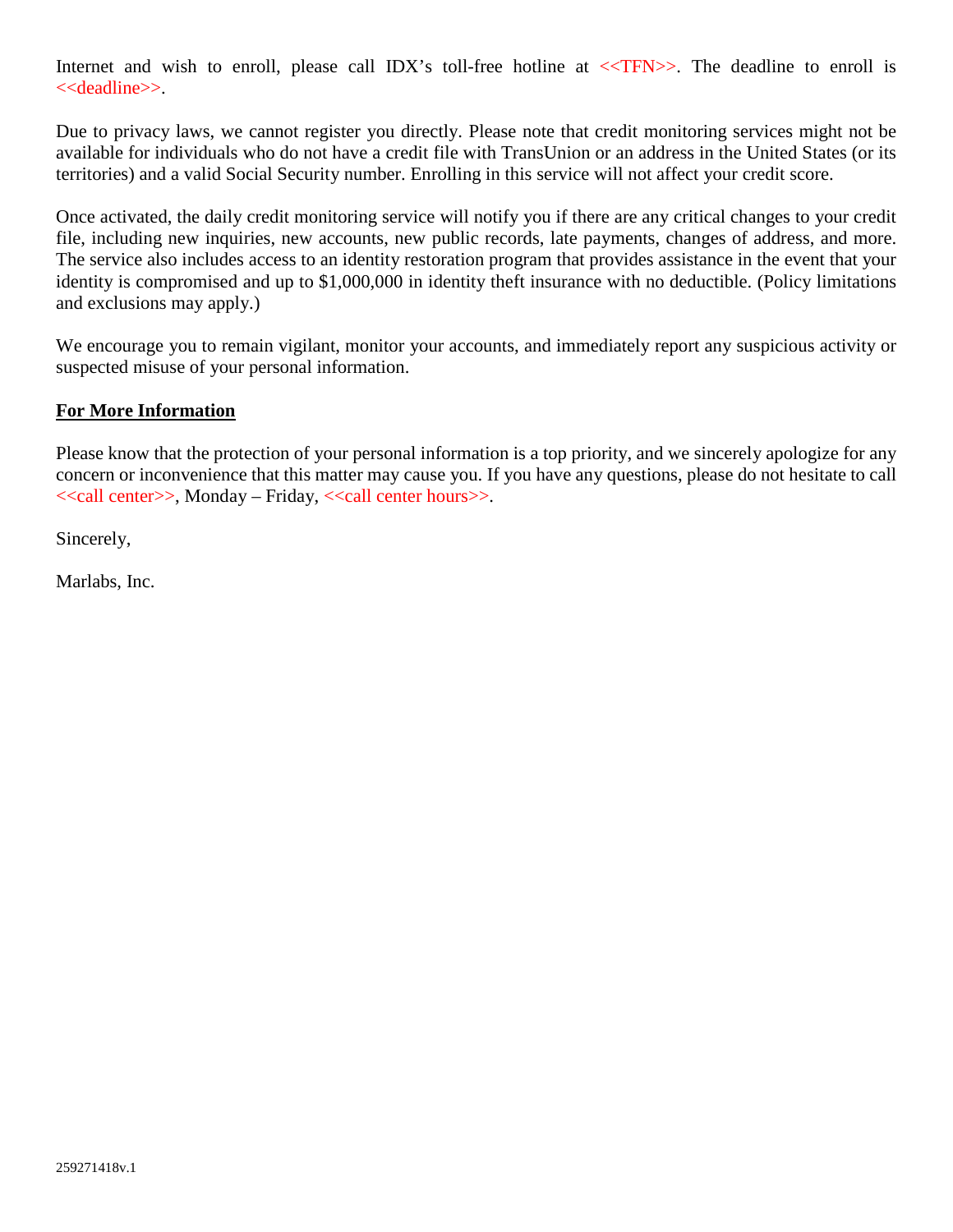Internet and wish to enroll, please call IDX's toll-free hotline at <<TFN>>. The deadline to enroll is <<deadline>>.

Due to privacy laws, we cannot register you directly. Please note that credit monitoring services might not be available for individuals who do not have a credit file with TransUnion or an address in the United States (or its territories) and a valid Social Security number. Enrolling in this service will not affect your credit score.

Once activated, the daily credit monitoring service will notify you if there are any critical changes to your credit file, including new inquiries, new accounts, new public records, late payments, changes of address, and more. The service also includes access to an identity restoration program that provides assistance in the event that your identity is compromised and up to $1,000,000 in identity theft insurance with no deductible. (Policy limitations and exclusions may apply.)

We encourage you to remain vigilant, monitor your accounts, and immediately report any suspicious activity or suspected misuse of your personal information.

**For More Information**

Please know that the protection of your personal information is a top priority, and we sincerely apologize for any concern or inconvenience that this matter may cause you. If you have any questions, please do not hesitate to call <<call center>>, Monday – Friday, <<call center hours>>.

Sincerely,

Marlabs, Inc.

259271418v.1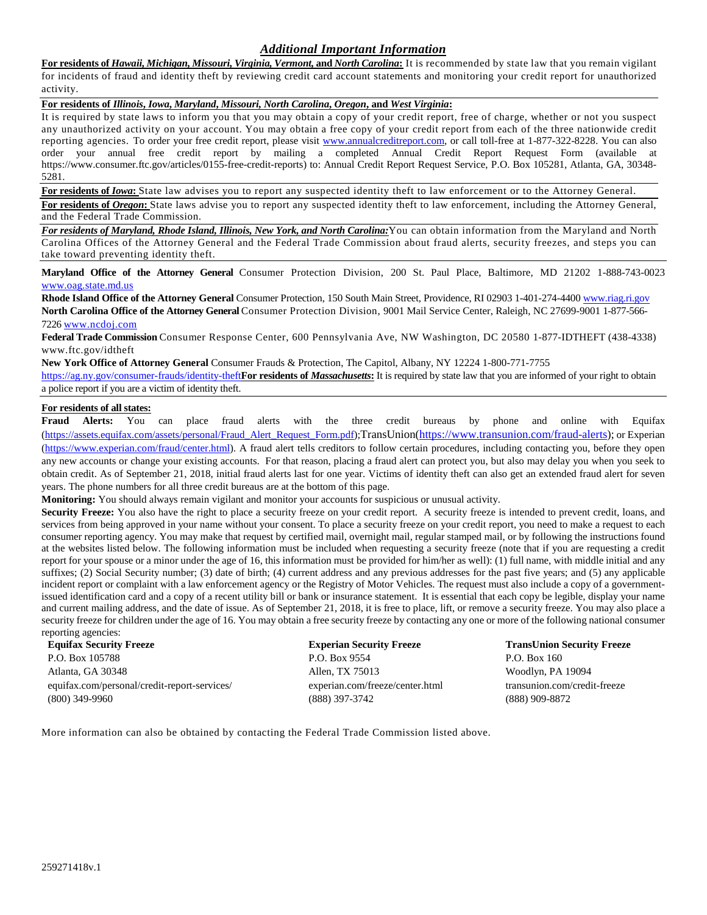## *Additional Important Information*

**For residents of *Hawaii, Michigan, Missouri, Virginia, Vermont,* and *North Carolina*:** It is recommended by state law that you remain vigilant for incidents of fraud and identity theft by reviewing credit card account statements and monitoring your credit report for unauthorized activity.

**For residents of *Illinois, Iowa, Maryland, Missouri, North Carolina, Oregon,* and *West Virginia*:**
It is required by state laws to inform you that you may obtain a copy of your credit report, free of charge, whether or not you suspect any unauthorized activity on your account. You may obtain a free copy of your credit report from each of the three nationwide credit reporting agencies. To order your free credit report, please visit www.annualcreditreport.com, or call toll-free at 1-877-322-8228. You can also order your annual free credit report by mailing a completed Annual Credit Report Request Form (available at https://www.consumer.ftc.gov/articles/0155-free-credit-reports) to: Annual Credit Report Request Service, P.O. Box 105281, Atlanta, GA, 30348-5281.

**For residents of *Iowa*:** State law advises you to report any suspected identity theft to law enforcement or to the Attorney General.

**For residents of *Oregon*:** State laws advise you to report any suspected identity theft to law enforcement, including the Attorney General, and the Federal Trade Commission.

***For residents of Maryland, Rhode Island, Illinois, New York, and North Carolina:*** You can obtain information from the Maryland and North Carolina Offices of the Attorney General and the Federal Trade Commission about fraud alerts, security freezes, and steps you can take toward preventing identity theft.

**Maryland Office of the Attorney General** Consumer Protection Division, 200 St. Paul Place, Baltimore, MD 21202 1-888-743-0023 www.oag.state.md.us

**Rhode Island Office of the Attorney General** Consumer Protection, 150 South Main Street, Providence, RI 02903 1-401-274-4400 www.riag.ri.gov

**North Carolina Office of the Attorney General** Consumer Protection Division, 9001 Mail Service Center, Raleigh, NC 27699-9001 1-877-566-7226 www.ncdoj.com

**Federal Trade Commission** Consumer Response Center, 600 Pennsylvania Ave, NW Washington, DC 20580 1-877-IDTHEFT (438-4338) www.ftc.gov/idtheft

**New York Office of Attorney General** Consumer Frauds & Protection, The Capitol, Albany, NY 12224 1-800-771-7755 https://ag.ny.gov/consumer-frauds/identity-theft

**For residents of *Massachusetts*:** It is required by state law that you are informed of your right to obtain a police report if you are a victim of identity theft.

**For residents of all states:**

**Fraud Alerts:** You can place fraud alerts with the three credit bureaus by phone and online with Equifax (https://assets.equifax.com/assets/personal/Fraud_Alert_Request_Form.pdf); TransUnion (https://www.transunion.com/fraud-alerts); or Experian (https://www.experian.com/fraud/center.html). A fraud alert tells creditors to follow certain procedures, including contacting you, before they open any new accounts or change your existing accounts. For that reason, placing a fraud alert can protect you, but also may delay you when you seek to obtain credit. As of September 21, 2018, initial fraud alerts last for one year. Victims of identity theft can also get an extended fraud alert for seven years. The phone numbers for all three credit bureaus are at the bottom of this page.

**Monitoring:** You should always remain vigilant and monitor your accounts for suspicious or unusual activity.

**Security Freeze:** You also have the right to place a security freeze on your credit report. A security freeze is intended to prevent credit, loans, and services from being approved in your name without your consent. To place a security freeze on your credit report, you need to make a request to each consumer reporting agency. You may make that request by certified mail, overnight mail, regular stamped mail, or by following the instructions found at the websites listed below. The following information must be included when requesting a security freeze (note that if you are requesting a credit report for your spouse or a minor under the age of 16, this information must be provided for him/her as well): (1) full name, with middle initial and any suffixes; (2) Social Security number; (3) date of birth; (4) current address and any previous addresses for the past five years; and (5) any applicable incident report or complaint with a law enforcement agency or the Registry of Motor Vehicles. The request must also include a copy of a government-issued identification card and a copy of a recent utility bill or bank or insurance statement. It is essential that each copy be legible, display your name and current mailing address, and the date of issue. As of September 21, 2018, it is free to place, lift, or remove a security freeze. You may also place a security freeze for children under the age of 16. You may obtain a free security freeze by contacting any one or more of the following national consumer reporting agencies:

| | | |
|---|---|---|
| **Equifax Security Freeze** | **Experian Security Freeze** | **TransUnion Security Freeze** |
| P.O. Box 105788 | P.O. Box 9554 | P.O. Box 160 |
| Atlanta, GA 30348 | Allen, TX 75013 | Woodlyn, PA 19094 |
| equifax.com/personal/credit-report-services/ | experian.com/freeze/center.html | transunion.com/credit-freeze |
| (800) 349-9960 | (888) 397-3742 | (888) 909-8872 |

More information can also be obtained by contacting the Federal Trade Commission listed above.

259271418v.1